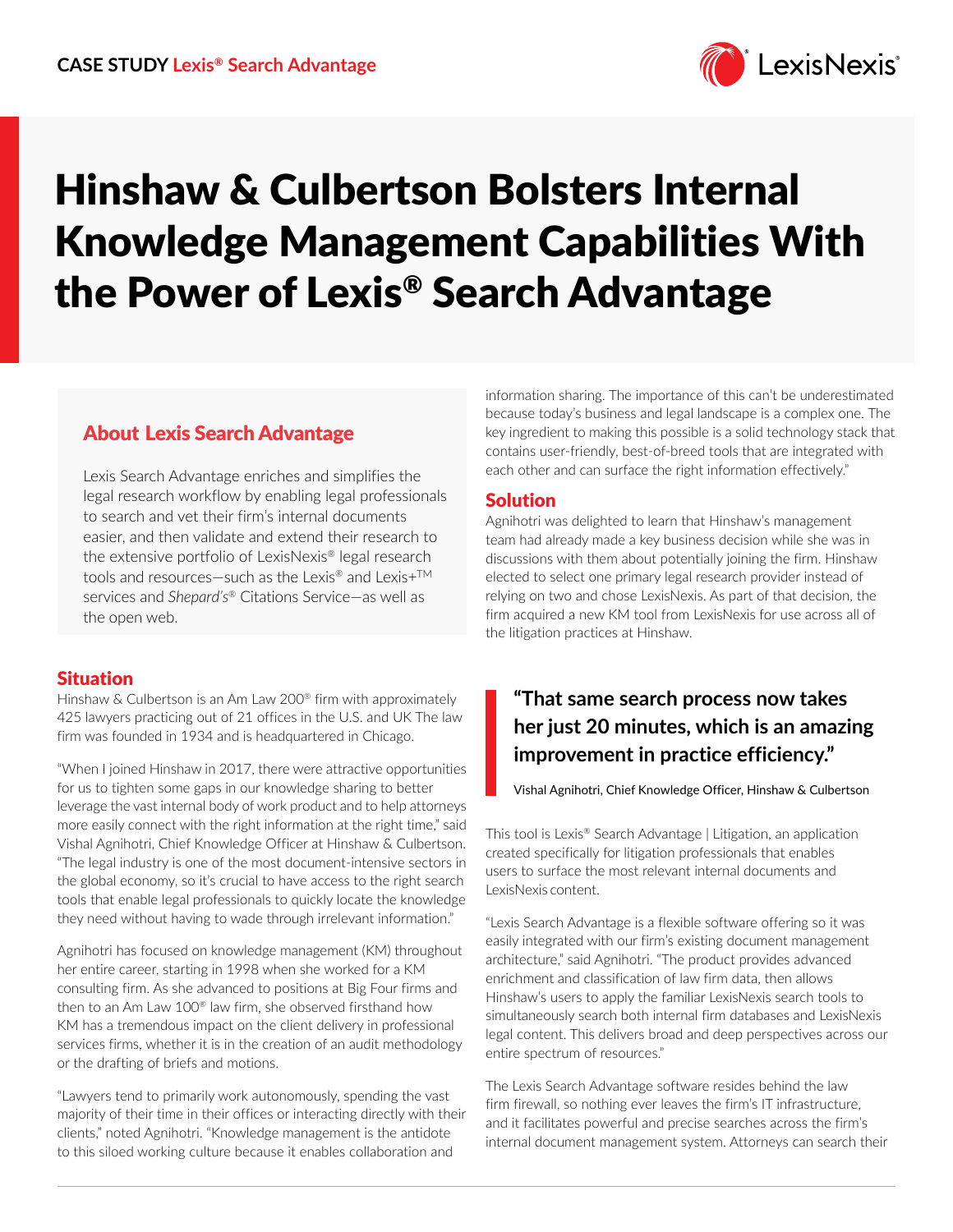**CASE STUDY Lexis® Search Advantage**

# Hinshaw & Culbertson Bolsters Internal Knowledge Management Capabilities With the Power of Lexis® Search Advantage

## About Lexis Search Advantage

Lexis Search Advantage enriches and simplifies the legal research workflow by enabling legal professionals to search and vet their firm's internal documents easier, and then validate and extend their research to the extensive portfolio of LexisNexis® legal research tools and resources—such as the Lexis® and Lexis+™ services and *Shepard's*® Citations Service—as well as the open web.

## Situation

Hinshaw & Culbertson is an Am Law 200® firm with approximately 425 lawyers practicing out of 21 offices in the U.S. and UK The law firm was founded in 1934 and is headquartered in Chicago.

"When I joined Hinshaw in 2017, there were attractive opportunities for us to tighten some gaps in our knowledge sharing to better leverage the vast internal body of work product and to help attorneys more easily connect with the right information at the right time," said Vishal Agnihotri, Chief Knowledge Officer at Hinshaw & Culbertson. "The legal industry is one of the most document-intensive sectors in the global economy, so it's crucial to have access to the right search tools that enable legal professionals to quickly locate the knowledge they need without having to wade through irrelevant information."

Agnihotri has focused on knowledge management (KM) throughout her entire career, starting in 1998 when she worked for a KM consulting firm. As she advanced to positions at Big Four firms and then to an Am Law 100® law firm, she observed firsthand how KM has a tremendous impact on the client delivery in professional services firms, whether it is in the creation of an audit methodology or the drafting of briefs and motions.

"Lawyers tend to primarily work autonomously, spending the vast majority of their time in their offices or interacting directly with their clients," noted Agnihotri. "Knowledge management is the antidote to this siloed working culture because it enables collaboration and information sharing. The importance of this can't be underestimated because today's business and legal landscape is a complex one. The key ingredient to making this possible is a solid technology stack that contains user-friendly, best-of-breed tools that are integrated with each other and can surface the right information effectively."

## Solution

Agnihotri was delighted to learn that Hinshaw's management team had already made a key business decision while she was in discussions with them about potentially joining the firm. Hinshaw elected to select one primary legal research provider instead of relying on two and chose LexisNexis. As part of that decision, the firm acquired a new KM tool from LexisNexis for use across all of the litigation practices at Hinshaw.

> **"That same search process now takes her just 20 minutes, which is an amazing improvement in practice efficiency."**
>
> Vishal Agnihotri, Chief Knowledge Officer, Hinshaw & Culbertson

This tool is Lexis® Search Advantage | Litigation, an application created specifically for litigation professionals that enables users to surface the most relevant internal documents and LexisNexis content.

"Lexis Search Advantage is a flexible software offering so it was easily integrated with our firm's existing document management architecture," said Agnihotri. "The product provides advanced enrichment and classification of law firm data, then allows Hinshaw's users to apply the familiar LexisNexis search tools to simultaneously search both internal firm databases and LexisNexis legal content. This delivers broad and deep perspectives across our entire spectrum of resources."

The Lexis Search Advantage software resides behind the law firm firewall, so nothing ever leaves the firm's IT infrastructure, and it facilitates powerful and precise searches across the firm's internal document management system. Attorneys can search their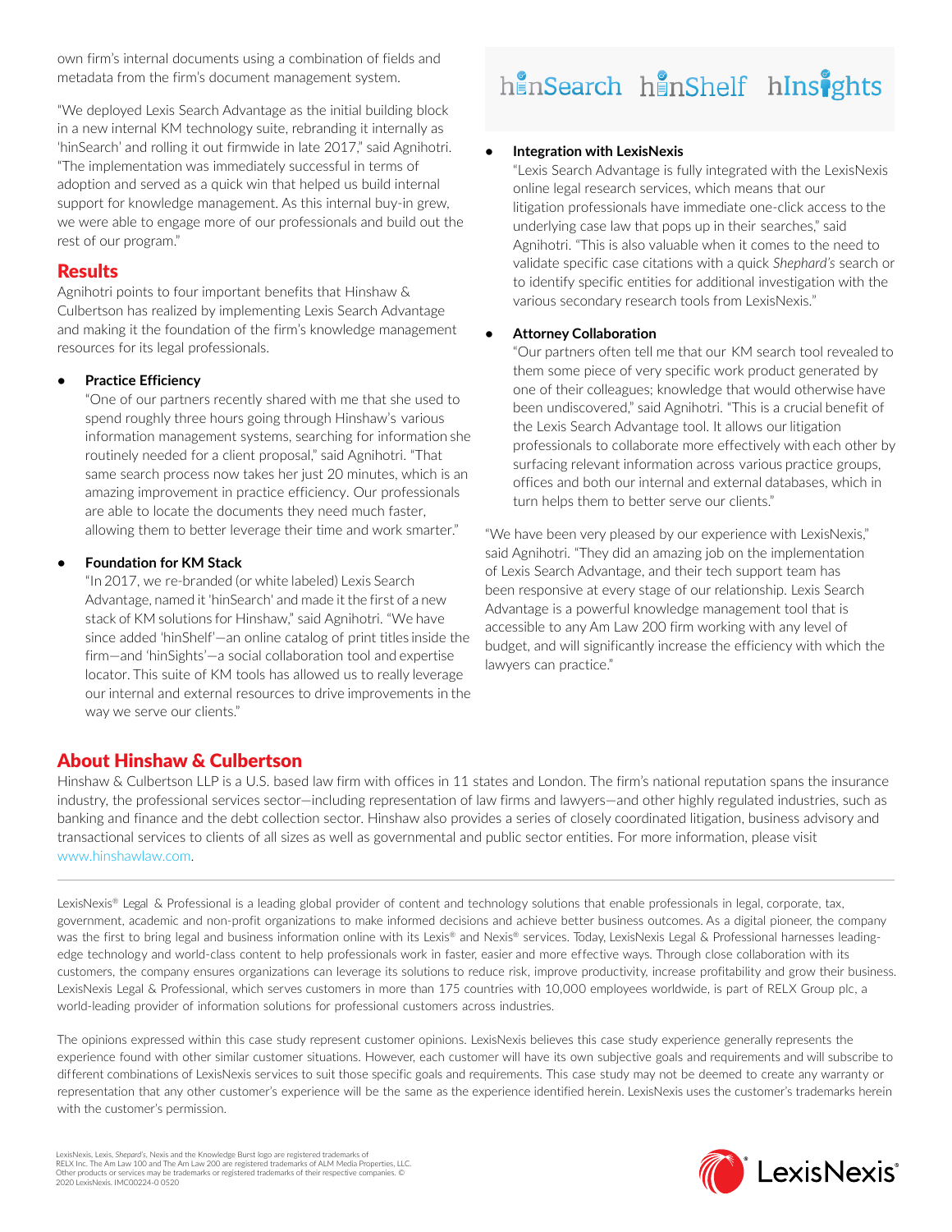own firm's internal documents using a combination of fields and metadata from the firm's document management system.

"We deployed Lexis Search Advantage as the initial building block in a new internal KM technology suite, rebranding it internally as 'hinSearch' and rolling it out firmwide in late 2017," said Agnihotri. "The implementation was immediately successful in terms of adoption and served as a quick win that helped us build internal support for knowledge management. As this internal buy-in grew, we were able to engage more of our professionals and build out the rest of our program."

## Results

Agnihotri points to four important benefits that Hinshaw & Culbertson has realized by implementing Lexis Search Advantage and making it the foundation of the firm's knowledge management resources for its legal professionals.

- **Practice Efficiency**
  "One of our partners recently shared with me that she used to spend roughly three hours going through Hinshaw's various information management systems, searching for information she routinely needed for a client proposal," said Agnihotri. "That same search process now takes her just 20 minutes, which is an amazing improvement in practice efficiency. Our professionals are able to locate the documents they need much faster, allowing them to better leverage their time and work smarter."

- **Foundation for KM Stack**
  "In 2017, we re-branded (or white labeled) Lexis Search Advantage, named it 'hinSearch' and made it the first of a new stack of KM solutions for Hinshaw," said Agnihotri. "We have since added 'hinShelf'—an online catalog of print titles inside the firm—and 'hinSights'—a social collaboration tool and expertise locator. This suite of KM tools has allowed us to really leverage our internal and external resources to drive improvements in the way we serve our clients."

hinSearch hinShelf hInsights

- **Integration with LexisNexis**
  "Lexis Search Advantage is fully integrated with the LexisNexis online legal research services, which means that our litigation professionals have immediate one-click access to the underlying case law that pops up in their searches," said Agnihotri. "This is also valuable when it comes to the need to validate specific case citations with a quick *Shephard's* search or to identify specific entities for additional investigation with the various secondary research tools from LexisNexis."

- **Attorney Collaboration**
  "Our partners often tell me that our KM search tool revealed to them some piece of very specific work product generated by one of their colleagues; knowledge that would otherwise have been undiscovered," said Agnihotri. "This is a crucial benefit of the Lexis Search Advantage tool. It allows our litigation professionals to collaborate more effectively with each other by surfacing relevant information across various practice groups, offices and both our internal and external databases, which in turn helps them to better serve our clients."

"We have been very pleased by our experience with LexisNexis," said Agnihotri. "They did an amazing job on the implementation of Lexis Search Advantage, and their tech support team has been responsive at every stage of our relationship. Lexis Search Advantage is a powerful knowledge management tool that is accessible to any Am Law 200 firm working with any level of budget, and will significantly increase the efficiency with which the lawyers can practice."

## About Hinshaw & Culbertson

Hinshaw & Culbertson LLP is a U.S. based law firm with offices in 11 states and London. The firm's national reputation spans the insurance industry, the professional services sector—including representation of law firms and lawyers—and other highly regulated industries, such as banking and finance and the debt collection sector. Hinshaw also provides a series of closely coordinated litigation, business advisory and transactional services to clients of all sizes as well as governmental and public sector entities. For more information, please visit www.hinshawlaw.com.

---

LexisNexis® Legal & Professional is a leading global provider of content and technology solutions that enable professionals in legal, corporate, tax, government, academic and non-profit organizations to make informed decisions and achieve better business outcomes. As a digital pioneer, the company was the first to bring legal and business information online with its Lexis® and Nexis® services. Today, LexisNexis Legal & Professional harnesses leading-edge technology and world-class content to help professionals work in faster, easier and more effective ways. Through close collaboration with its customers, the company ensures organizations can leverage its solutions to reduce risk, improve productivity, increase profitability and grow their business. LexisNexis Legal & Professional, which serves customers in more than 175 countries with 10,000 employees worldwide, is part of RELX Group plc, a world-leading provider of information solutions for professional customers across industries.

The opinions expressed within this case study represent customer opinions. LexisNexis believes this case study experience generally represents the experience found with other similar customer situations. However, each customer will have its own subjective goals and requirements and will subscribe to different combinations of LexisNexis services to suit those specific goals and requirements. This case study may not be deemed to create any warranty or representation that any other customer's experience will be the same as the experience identified herein. LexisNexis uses the customer's trademarks herein with the customer's permission.

LexisNexis, Lexis, *Shepard's*, Nexis and the Knowledge Burst logo are registered trademarks of RELX Inc. The Am Law 100 and The Am Law 200 are registered trademarks of ALM Media Properties, LLC. Other products or services may be trademarks or registered trademarks of their respective companies. © 2020 LexisNexis. IMC00224-0 0520

LexisNexis®